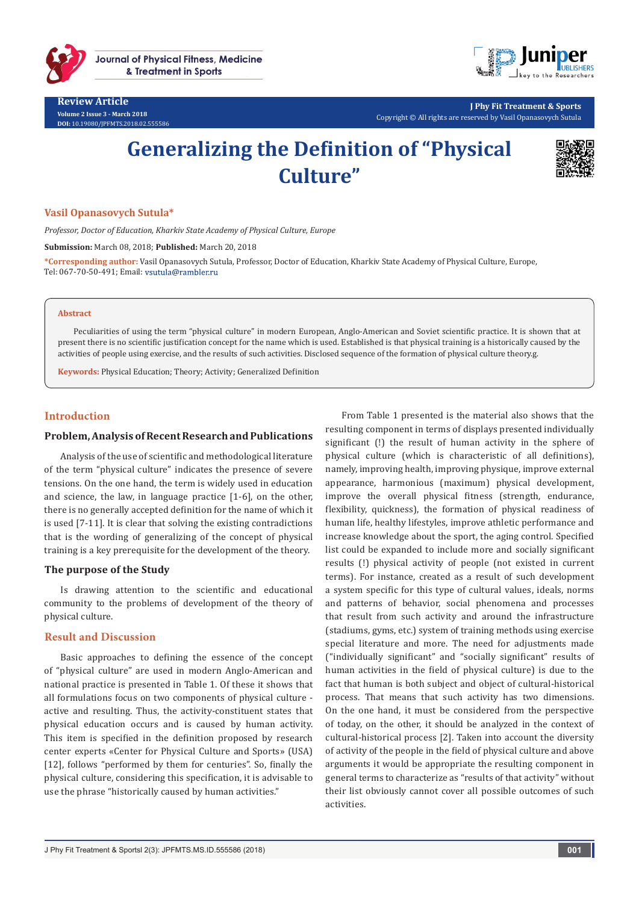Review Article
Volume 2 Issue 3 - March 2018
DOI: 10.19080/JPFMTS.2018.02.555586

Copyright © All rights are reserved by Vasil Opanasovych Sutula

# Generalizing the Definition of "Physical Culture"

**Vasil Opanasovych Sutula***

*Professor, Doctor of Education, Kharkiv State Academy of Physical Culture, Europe*

**Submission:** March 08, 2018; **Published:** March 20, 2018

***Corresponding author:** Vasil Opanasovych Sutula, Professor, Doctor of Education, Kharkiv State Academy of Physical Culture, Europe, Tel: 067-70-50-491; Email: vsutula@rambler.ru

**Abstract**

Peculiarities of using the term "physical culture" in modern European, Anglo-American and Soviet scientific practice. It is shown that at present there is no scientific justification concept for the name which is used. Established is that physical training is a historically caused by the activities of people using exercise, and the results of such activities. Disclosed sequence of the formation of physical culture theory.g.

**Keywords:** Physical Education; Theory; Activity; Generalized Definition

## Introduction

### Problem, Analysis of Recent Research and Publications

Analysis of the use of scientific and methodological literature of the term "physical culture" indicates the presence of severe tensions. On the one hand, the term is widely used in education and science, the law, in language practice [1-6], on the other, there is no generally accepted definition for the name which it is used [7-11]. It is clear that solving the existing contradictions that is the wording of generalizing of the concept of physical training is a key prerequisite for the development of the theory.

### The purpose of the Study

Is drawing attention to the scientific and educational community to the problems of development of the theory of physical culture.

## Result and Discussion

Basic approaches to defining the essence of the concept of "physical culture" are used in modern Anglo-American and national practice is presented in Table 1. Of these it shows that all formulations focus on two components of physical culture - active and resulting. Thus, the activity-constituent states that physical education occurs and is caused by human activity. This item is specified in the definition proposed by research center experts «Center for Physical Culture and Sports» (USA) [12], follows "performed by them for centuries". So, finally the physical culture, considering this specification, it is advisable to use the phrase "historically caused by human activities."

From Table 1 presented is the material also shows that the resulting component in terms of displays presented individually significant (!) the result of human activity in the sphere of physical culture (which is characteristic of all definitions), namely, improving health, improving physique, improve external appearance, harmonious (maximum) physical development, improve the overall physical fitness (strength, endurance, flexibility, quickness), the formation of physical readiness of human life, healthy lifestyles, improve athletic performance and increase knowledge about the sport, the aging control. Specified list could be expanded to include more and socially significant results (!) physical activity of people (not existed in current terms). For instance, created as a result of such development a system specific for this type of cultural values, ideals, norms and patterns of behavior, social phenomena and processes that result from such activity and around the infrastructure (stadiums, gyms, etc.) system of training methods using exercise special literature and more. The need for adjustments made ("individually significant" and "socially significant" results of human activities in the field of physical culture) is due to the fact that human is both subject and object of cultural-historical process. That means that such activity has two dimensions. On the one hand, it must be considered from the perspective of today, on the other, it should be analyzed in the context of cultural-historical process [2]. Taken into account the diversity of activity of the people in the field of physical culture and above arguments it would be appropriate the resulting component in general terms to characterize as "results of that activity" without their list obviously cannot cover all possible outcomes of such activities.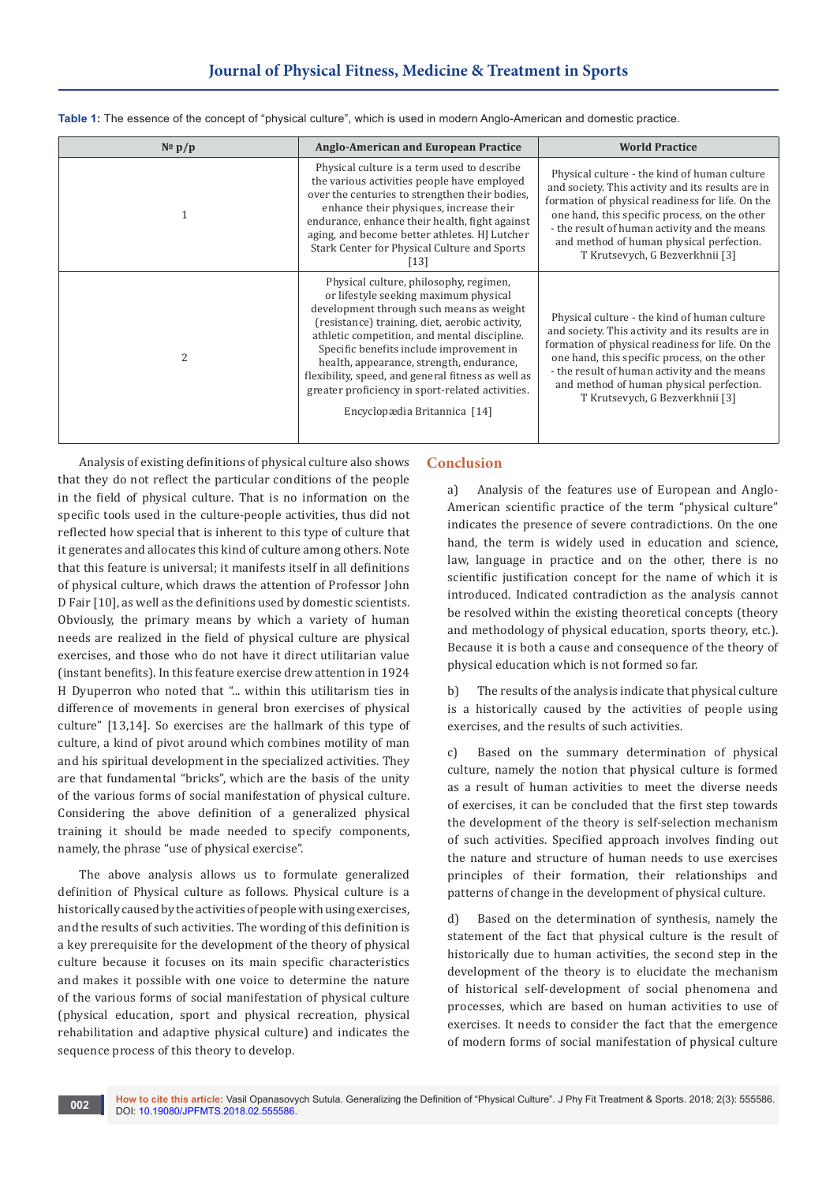**Table 1:** The essence of the concept of "physical culture", which is used in modern Anglo-American and domestic practice.

| № p/p | Anglo-American and European Practice | World Practice |
|---|---|---|
| 1 | Physical culture is a term used to describe the various activities people have employed over the centuries to strengthen their bodies, enhance their physiques, increase their endurance, enhance their health, fight against aging, and become better athletes. HJ Lutcher Stark Center for Physical Culture and Sports [13] | Physical culture - the kind of human culture and society. This activity and its results are in formation of physical readiness for life. On the one hand, this specific process, on the other - the result of human activity and the means and method of human physical perfection. T Krutsevych, G Bezverkhnii [3] |
| 2 | Physical culture, philosophy, regimen, or lifestyle seeking maximum physical development through such means as weight (resistance) training, diet, aerobic activity, athletic competition, and mental discipline. Specific benefits include improvement in health, appearance, strength, endurance, flexibility, speed, and general fitness as well as greater proficiency in sport-related activities. Encyclopædia Britannica [14] | Physical culture - the kind of human culture and society. This activity and its results are in formation of physical readiness for life. On the one hand, this specific process, on the other - the result of human activity and the means and method of human physical perfection. T Krutsevych, G Bezverkhnii [3] |

Analysis of existing definitions of physical culture also shows that they do not reflect the particular conditions of the people in the field of physical culture. That is no information on the specific tools used in the culture-people activities, thus did not reflected how special that is inherent to this type of culture that it generates and allocates this kind of culture among others. Note that this feature is universal; it manifests itself in all definitions of physical culture, which draws the attention of Professor John D Fair [10], as well as the definitions used by domestic scientists. Obviously, the primary means by which a variety of human needs are realized in the field of physical culture are physical exercises, and those who do not have it direct utilitarian value (instant benefits). In this feature exercise drew attention in 1924 H Dyuperron who noted that "... within this utilitarism ties in difference of movements in general bron exercises of physical culture" [13,14]. So exercises are the hallmark of this type of culture, a kind of pivot around which combines motility of man and his spiritual development in the specialized activities. They are that fundamental "bricks", which are the basis of the unity of the various forms of social manifestation of physical culture. Considering the above definition of a generalized physical training it should be made needed to specify components, namely, the phrase "use of physical exercise".

The above analysis allows us to formulate generalized definition of Physical culture as follows. Physical culture is a historically caused by the activities of people with using exercises, and the results of such activities. The wording of this definition is a key prerequisite for the development of the theory of physical culture because it focuses on its main specific characteristics and makes it possible with one voice to determine the nature of the various forms of social manifestation of physical culture (physical education, sport and physical recreation, physical rehabilitation and adaptive physical culture) and indicates the sequence process of this theory to develop.

## Conclusion

a) Analysis of the features use of European and Anglo-American scientific practice of the term "physical culture" indicates the presence of severe contradictions. On the one hand, the term is widely used in education and science, law, language in practice and on the other, there is no scientific justification concept for the name of which it is introduced. Indicated contradiction as the analysis cannot be resolved within the existing theoretical concepts (theory and methodology of physical education, sports theory, etc.). Because it is both a cause and consequence of the theory of physical education which is not formed so far.

b) The results of the analysis indicate that physical culture is a historically caused by the activities of people using exercises, and the results of such activities.

c) Based on the summary determination of physical culture, namely the notion that physical culture is formed as a result of human activities to meet the diverse needs of exercises, it can be concluded that the first step towards the development of the theory is self-selection mechanism of such activities. Specified approach involves finding out the nature and structure of human needs to use exercises principles of their formation, their relationships and patterns of change in the development of physical culture.

d) Based on the determination of synthesis, namely the statement of the fact that physical culture is the result of historically due to human activities, the second step in the development of the theory is to elucidate the mechanism of historical self-development of social phenomena and processes, which are based on human activities to use of exercises. It needs to consider the fact that the emergence of modern forms of social manifestation of physical culture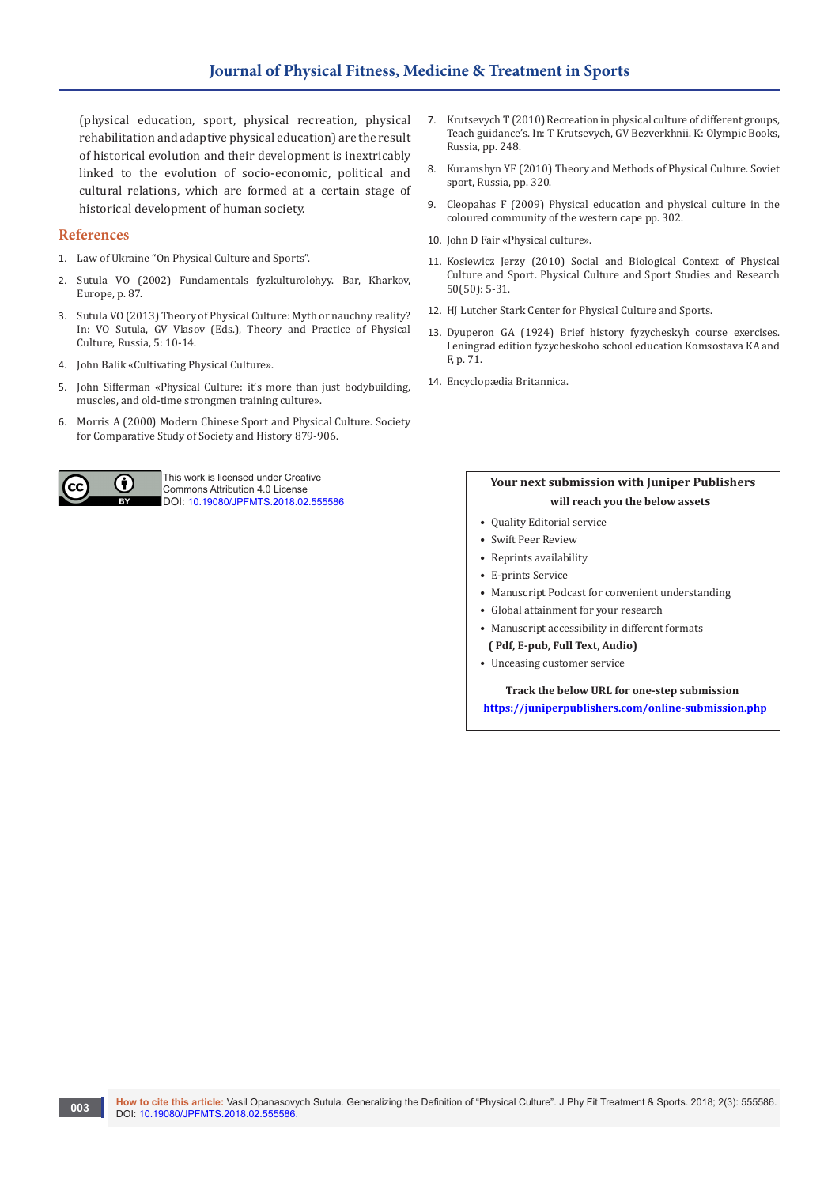(physical education, sport, physical recreation, physical rehabilitation and adaptive physical education) are the result of historical evolution and their development is inextricably linked to the evolution of socio-economic, political and cultural relations, which are formed at a certain stage of historical development of human society.

## References

1. Law of Ukraine "On Physical Culture and Sports".
2. Sutula VO (2002) Fundamentals fyzkulturolohyy. Bar, Kharkov, Europe, p. 87.
3. Sutula VO (2013) Theory of Physical Culture: Myth or nauchny reality? In: VO Sutula, GV Vlasov (Eds.), Theory and Practice of Physical Culture, Russia, 5: 10-14.
4. John Balik «Cultivating Physical Culture».
5. John Sifferman «Physical Culture: it's more than just bodybuilding, muscles, and old-time strongmen training culture».
6. Morris A (2000) Modern Chinese Sport and Physical Culture. Society for Comparative Study of Society and History 879-906.
7. Krutsevych T (2010) Recreation in physical culture of different groups, Teach guidance's. In: T Krutsevych, GV Bezverkhnii. K: Olympic Books, Russia, pp. 248.
8. Kuramshyn YF (2010) Theory and Methods of Physical Culture. Soviet sport, Russia, pp. 320.
9. Cleopahas F (2009) Physical education and physical culture in the coloured community of the western cape pp. 302.
10. John D Fair «Physical culture».
11. Kosiewicz Jerzy (2010) Social and Biological Context of Physical Culture and Sport. Physical Culture and Sport Studies and Research 50(50): 5-31.
12. HJ Lutcher Stark Center for Physical Culture and Sports.
13. Dyuperon GA (1924) Brief history fyzycheskyh course exercises. Leningrad edition fyzycheskoho school education Komsostava KA and F, p. 71.
14. Encyclopædia Britannica.

This work is licensed under Creative Commons Attribution 4.0 License
DOI: 10.19080/JPFMTS.2018.02.555586

**Your next submission with Juniper Publishers**
**will reach you the below assets**

- Quality Editorial service
- Swift Peer Review
- Reprints availability
- E-prints Service
- Manuscript Podcast for convenient understanding
- Global attainment for your research
- Manuscript accessibility in different formats
  **( Pdf, E-pub, Full Text, Audio)**
- Unceasing customer service

**Track the below URL for one-step submission**
**https://juniperpublishers.com/online-submission.php**